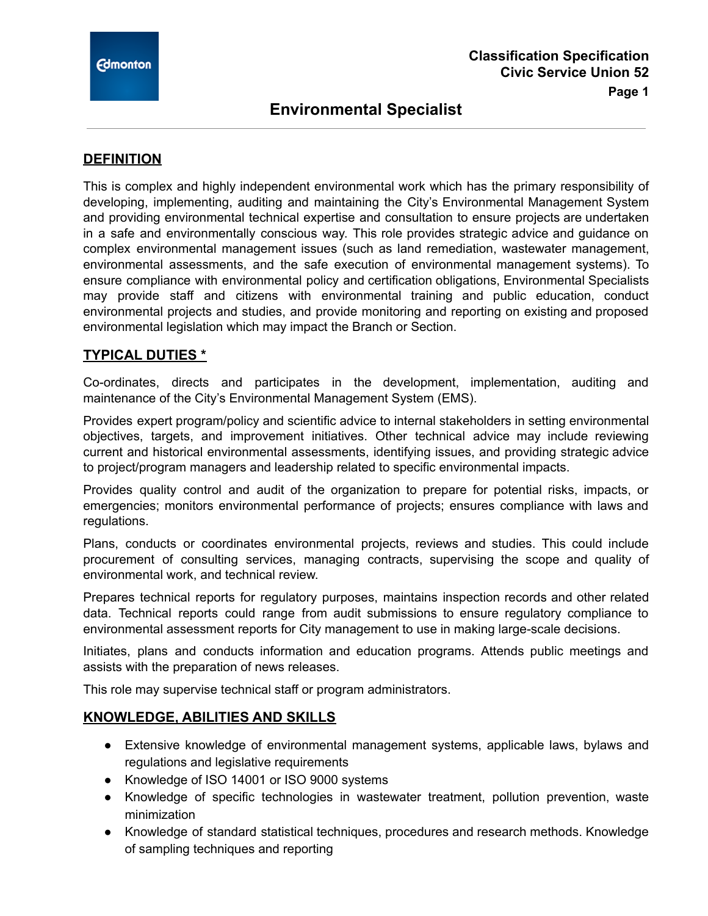# Classification Specification
# Civic Service Union 52

# Environmental Specialist

## DEFINITION

This is complex and highly independent environmental work which has the primary responsibility of developing, implementing, auditing and maintaining the City's Environmental Management System and providing environmental technical expertise and consultation to ensure projects are undertaken in a safe and environmentally conscious way. This role provides strategic advice and guidance on complex environmental management issues (such as land remediation, wastewater management, environmental assessments, and the safe execution of environmental management systems). To ensure compliance with environmental policy and certification obligations, Environmental Specialists may provide staff and citizens with environmental training and public education, conduct environmental projects and studies, and provide monitoring and reporting on existing and proposed environmental legislation which may impact the Branch or Section.

## TYPICAL DUTIES *

Co-ordinates, directs and participates in the development, implementation, auditing and maintenance of the City's Environmental Management System (EMS).

Provides expert program/policy and scientific advice to internal stakeholders in setting environmental objectives, targets, and improvement initiatives. Other technical advice may include reviewing current and historical environmental assessments, identifying issues, and providing strategic advice to project/program managers and leadership related to specific environmental impacts.

Provides quality control and audit of the organization to prepare for potential risks, impacts, or emergencies; monitors environmental performance of projects; ensures compliance with laws and regulations.

Plans, conducts or coordinates environmental projects, reviews and studies. This could include procurement of consulting services, managing contracts, supervising the scope and quality of environmental work, and technical review.

Prepares technical reports for regulatory purposes, maintains inspection records and other related data. Technical reports could range from audit submissions to ensure regulatory compliance to environmental assessment reports for City management to use in making large-scale decisions.

Initiates, plans and conducts information and education programs. Attends public meetings and assists with the preparation of news releases.

This role may supervise technical staff or program administrators.

## KNOWLEDGE, ABILITIES AND SKILLS

- Extensive knowledge of environmental management systems, applicable laws, bylaws and regulations and legislative requirements
- Knowledge of ISO 14001 or ISO 9000 systems
- Knowledge of specific technologies in wastewater treatment, pollution prevention, waste minimization
- Knowledge of standard statistical techniques, procedures and research methods. Knowledge of sampling techniques and reporting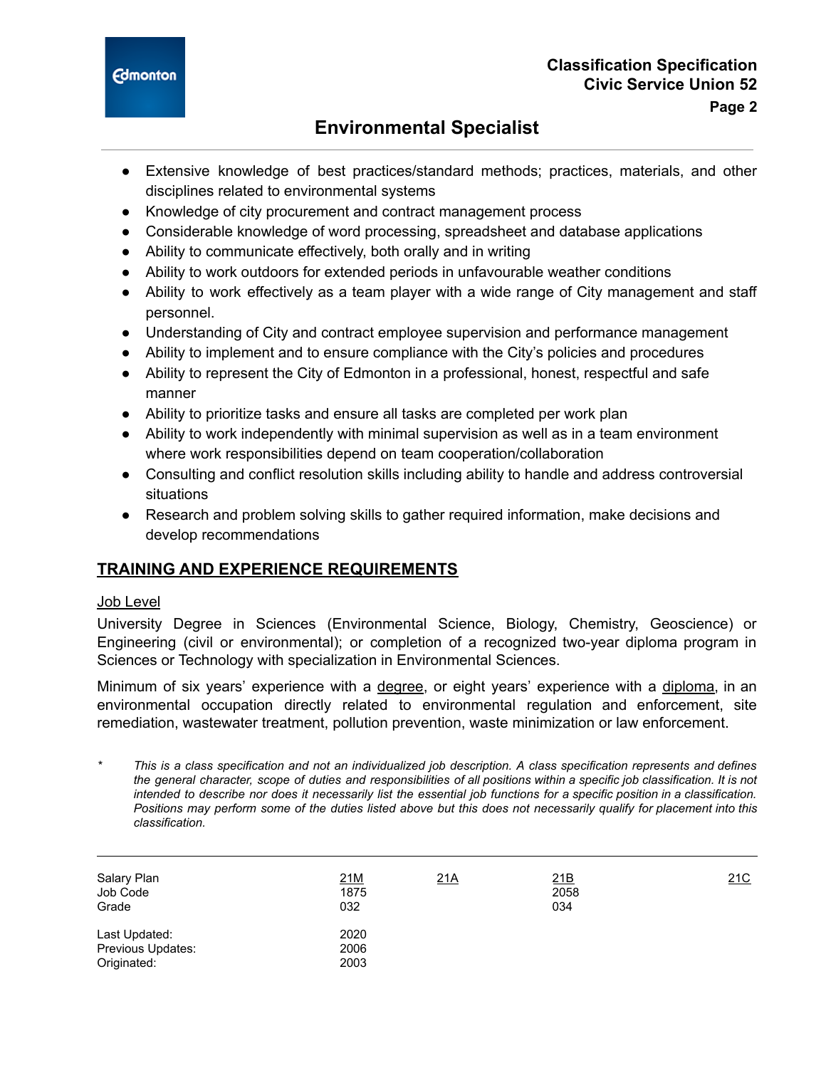- Extensive knowledge of best practices/standard methods; practices, materials, and other disciplines related to environmental systems
- Knowledge of city procurement and contract management process
- Considerable knowledge of word processing, spreadsheet and database applications
- Ability to communicate effectively, both orally and in writing
- Ability to work outdoors for extended periods in unfavourable weather conditions
- Ability to work effectively as a team player with a wide range of City management and staff personnel.
- Understanding of City and contract employee supervision and performance management
- Ability to implement and to ensure compliance with the City's policies and procedures
- Ability to represent the City of Edmonton in a professional, honest, respectful and safe manner
- Ability to prioritize tasks and ensure all tasks are completed per work plan
- Ability to work independently with minimal supervision as well as in a team environment where work responsibilities depend on team cooperation/collaboration
- Consulting and conflict resolution skills including ability to handle and address controversial situations
- Research and problem solving skills to gather required information, make decisions and develop recommendations

## TRAINING AND EXPERIENCE REQUIREMENTS

Job Level

University Degree in Sciences (Environmental Science, Biology, Chemistry, Geoscience) or Engineering (civil or environmental); or completion of a recognized two-year diploma program in Sciences or Technology with specialization in Environmental Sciences.

Minimum of six years' experience with a degree, or eight years' experience with a diploma, in an environmental occupation directly related to environmental regulation and enforcement, site remediation, wastewater treatment, pollution prevention, waste minimization or law enforcement.

\* *This is a class specification and not an individualized job description. A class specification represents and defines the general character, scope of duties and responsibilities of all positions within a specific job classification. It is not intended to describe nor does it necessarily list the essential job functions for a specific position in a classification. Positions may perform some of the duties listed above but this does not necessarily qualify for placement into this classification.*

| | | | | |
|---|---|---|---|---|
| Salary Plan | 21M | 21A | 21B | 21C |
| Job Code | 1875 | | 2058 | |
| Grade | 032 | | 034 | |

| | |
|---|---|
| Last Updated: | 2020 |
| Previous Updates: | 2006 |
| Originated: | 2003 |